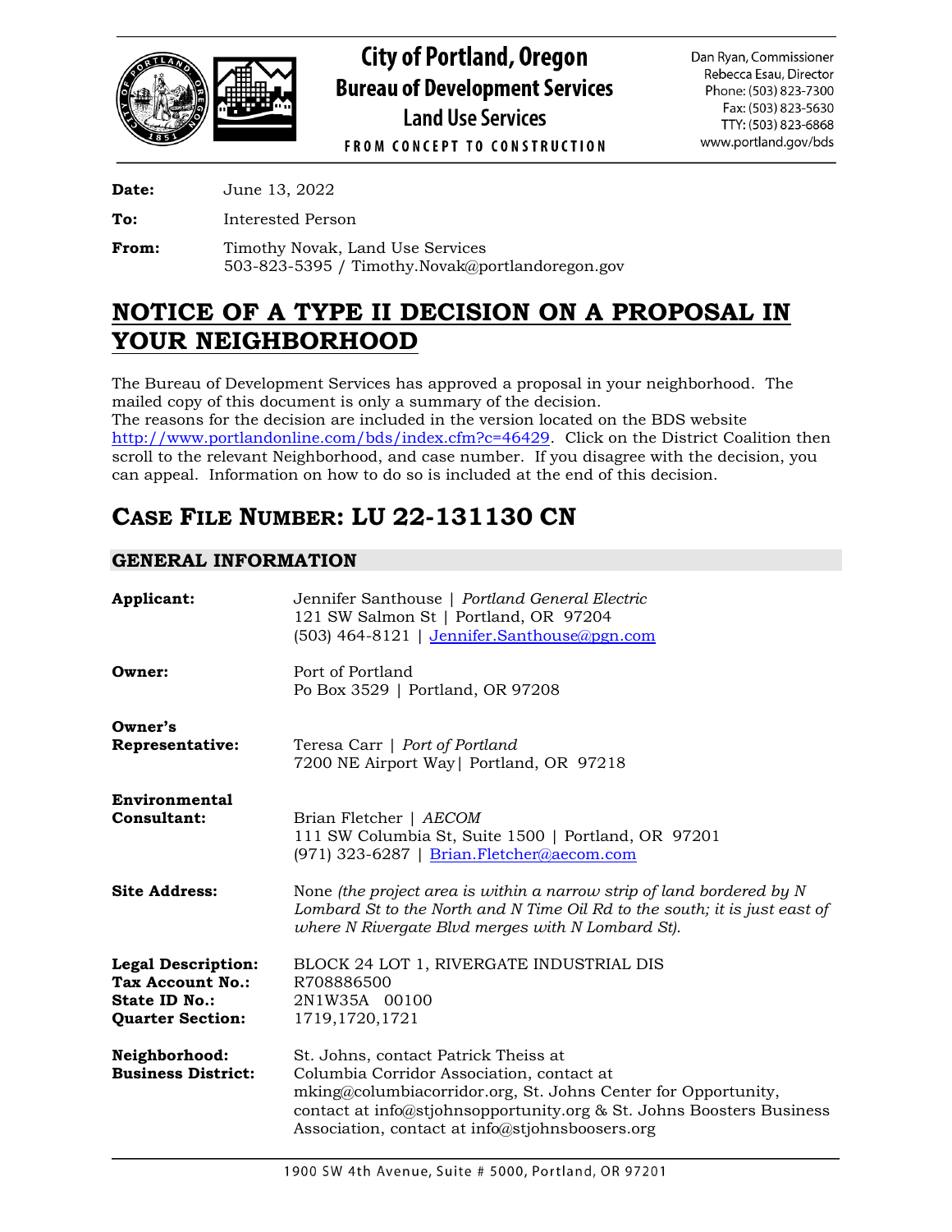# City of Portland, Oregon
## Bureau of Development Services
### Land Use Services

FROM CONCEPT TO CONSTRUCTION

Dan Ryan, Commissioner
Rebecca Esau, Director
Phone: (503) 823-7300
Fax: (503) 823-5630
TTY: (503) 823-6868
www.portland.gov/bds

**Date:** June 13, 2022

**To:** Interested Person

**From:** Timothy Novak, Land Use Services
503-823-5395 / Timothy.Novak@portlandoregon.gov

# NOTICE OF A TYPE II DECISION ON A PROPOSAL IN YOUR NEIGHBORHOOD

The Bureau of Development Services has approved a proposal in your neighborhood. The mailed copy of this document is only a summary of the decision.
The reasons for the decision are included in the version located on the BDS website http://www.portlandonline.com/bds/index.cfm?c=46429. Click on the District Coalition then scroll to the relevant Neighborhood, and case number. If you disagree with the decision, you can appeal. Information on how to do so is included at the end of this decision.

# CASE FILE NUMBER: LU 22-131130 CN

## GENERAL INFORMATION

**Applicant:** Jennifer Santhouse | *Portland General Electric*
121 SW Salmon St | Portland, OR 97204
(503) 464-8121 | Jennifer.Santhouse@pgn.com

**Owner:** Port of Portland
Po Box 3529 | Portland, OR 97208

**Owner's Representative:** Teresa Carr | *Port of Portland*
7200 NE Airport Way| Portland, OR 97218

**Environmental Consultant:** Brian Fletcher | *AECOM*
111 SW Columbia St, Suite 1500 | Portland, OR 97201
(971) 323-6287 | Brian.Fletcher@aecom.com

**Site Address:** None *(the project area is within a narrow strip of land bordered by N Lombard St to the North and N Time Oil Rd to the south; it is just east of where N Rivergate Blvd merges with N Lombard St).*

**Legal Description:** BLOCK 24 LOT 1, RIVERGATE INDUSTRIAL DIS
**Tax Account No.:** R708886500
**State ID No.:** 2N1W35A 00100
**Quarter Section:** 1719,1720,1721

**Neighborhood:** St. Johns, contact Patrick Theiss at
**Business District:** Columbia Corridor Association, contact at mking@columbiacorridor.org, St. Johns Center for Opportunity, contact at info@stjohnsopportunity.org & St. Johns Boosters Business Association, contact at info@stjohnsboosers.org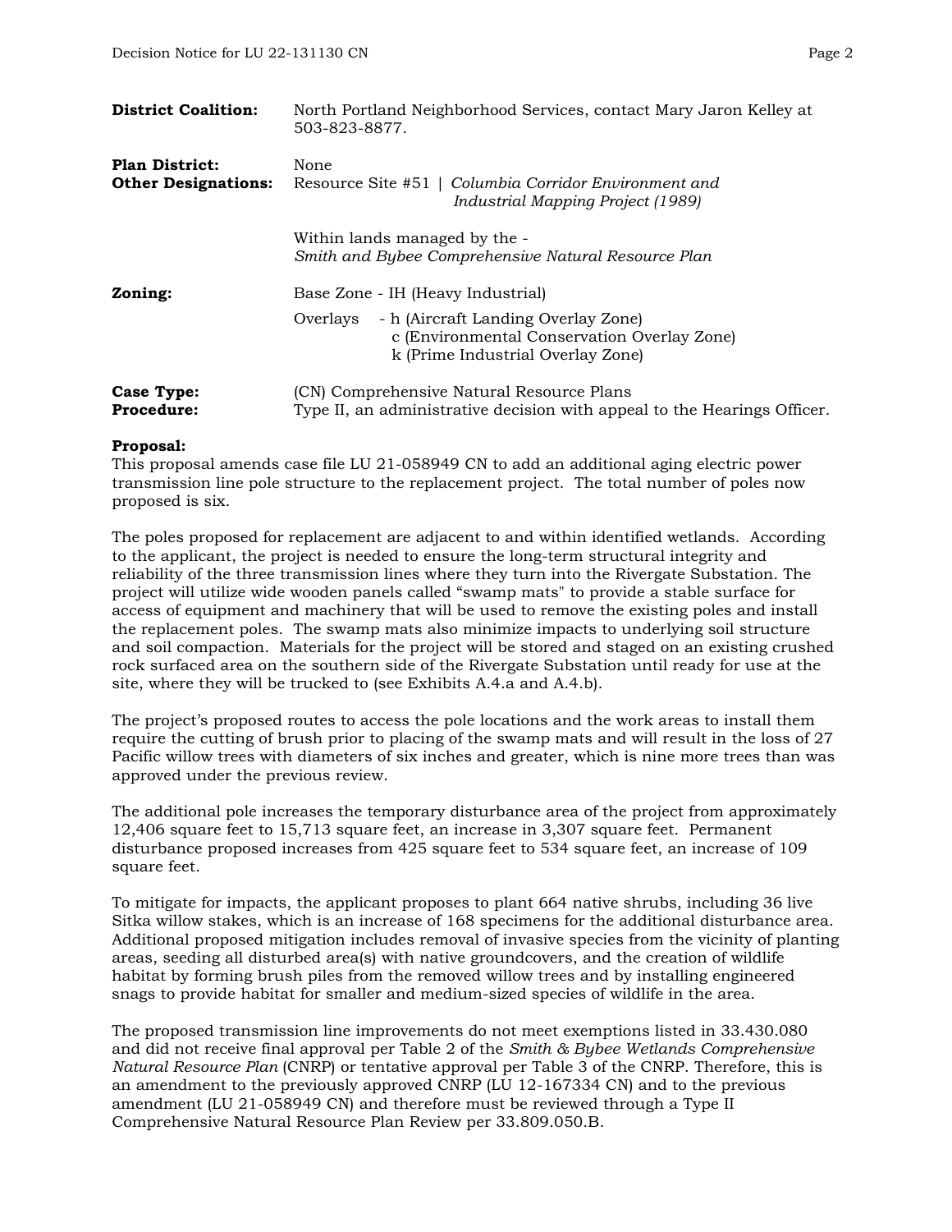**District Coalition:** North Portland Neighborhood Services, contact Mary Jaron Kelley at 503-823-8877.

**Plan District:** None

**Other Designations:** Resource Site #51 | *Columbia Corridor Environment and Industrial Mapping Project (1989)*

Within lands managed by the - *Smith and Bybee Comprehensive Natural Resource Plan*

**Zoning:** Base Zone - IH (Heavy Industrial)

Overlays - h (Aircraft Landing Overlay Zone)
c (Environmental Conservation Overlay Zone)
k (Prime Industrial Overlay Zone)

**Case Type:** (CN) Comprehensive Natural Resource Plans

**Procedure:** Type II, an administrative decision with appeal to the Hearings Officer.

**Proposal:**
This proposal amends case file LU 21-058949 CN to add an additional aging electric power transmission line pole structure to the replacement project. The total number of poles now proposed is six.

The poles proposed for replacement are adjacent to and within identified wetlands. According to the applicant, the project is needed to ensure the long-term structural integrity and reliability of the three transmission lines where they turn into the Rivergate Substation. The project will utilize wide wooden panels called "swamp mats" to provide a stable surface for access of equipment and machinery that will be used to remove the existing poles and install the replacement poles. The swamp mats also minimize impacts to underlying soil structure and soil compaction. Materials for the project will be stored and staged on an existing crushed rock surfaced area on the southern side of the Rivergate Substation until ready for use at the site, where they will be trucked to (see Exhibits A.4.a and A.4.b).

The project's proposed routes to access the pole locations and the work areas to install them require the cutting of brush prior to placing of the swamp mats and will result in the loss of 27 Pacific willow trees with diameters of six inches and greater, which is nine more trees than was approved under the previous review.

The additional pole increases the temporary disturbance area of the project from approximately 12,406 square feet to 15,713 square feet, an increase in 3,307 square feet. Permanent disturbance proposed increases from 425 square feet to 534 square feet, an increase of 109 square feet.

To mitigate for impacts, the applicant proposes to plant 664 native shrubs, including 36 live Sitka willow stakes, which is an increase of 168 specimens for the additional disturbance area. Additional proposed mitigation includes removal of invasive species from the vicinity of planting areas, seeding all disturbed area(s) with native groundcovers, and the creation of wildlife habitat by forming brush piles from the removed willow trees and by installing engineered snags to provide habitat for smaller and medium-sized species of wildlife in the area.

The proposed transmission line improvements do not meet exemptions listed in 33.430.080 and did not receive final approval per Table 2 of the *Smith & Bybee Wetlands Comprehensive Natural Resource Plan* (CNRP) or tentative approval per Table 3 of the CNRP. Therefore, this is an amendment to the previously approved CNRP (LU 12-167334 CN) and to the previous amendment (LU 21-058949 CN) and therefore must be reviewed through a Type II Comprehensive Natural Resource Plan Review per 33.809.050.B.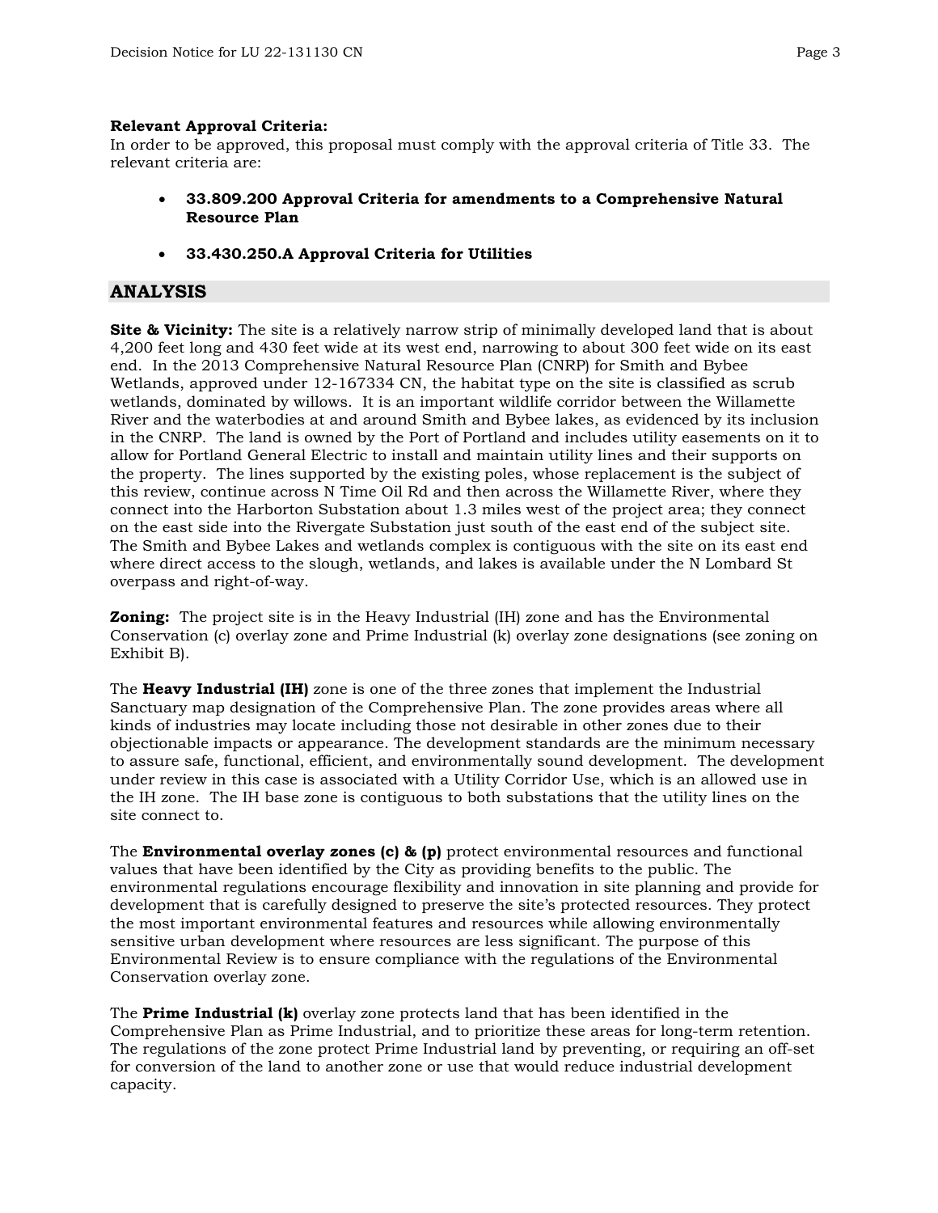**Relevant Approval Criteria:**
In order to be approved, this proposal must comply with the approval criteria of Title 33. The relevant criteria are:

- **33.809.200 Approval Criteria for amendments to a Comprehensive Natural Resource Plan**
- **33.430.250.A Approval Criteria for Utilities**

## ANALYSIS

**Site & Vicinity:** The site is a relatively narrow strip of minimally developed land that is about 4,200 feet long and 430 feet wide at its west end, narrowing to about 300 feet wide on its east end. In the 2013 Comprehensive Natural Resource Plan (CNRP) for Smith and Bybee Wetlands, approved under 12-167334 CN, the habitat type on the site is classified as scrub wetlands, dominated by willows. It is an important wildlife corridor between the Willamette River and the waterbodies at and around Smith and Bybee lakes, as evidenced by its inclusion in the CNRP. The land is owned by the Port of Portland and includes utility easements on it to allow for Portland General Electric to install and maintain utility lines and their supports on the property. The lines supported by the existing poles, whose replacement is the subject of this review, continue across N Time Oil Rd and then across the Willamette River, where they connect into the Harborton Substation about 1.3 miles west of the project area; they connect on the east side into the Rivergate Substation just south of the east end of the subject site. The Smith and Bybee Lakes and wetlands complex is contiguous with the site on its east end where direct access to the slough, wetlands, and lakes is available under the N Lombard St overpass and right-of-way.

**Zoning:** The project site is in the Heavy Industrial (IH) zone and has the Environmental Conservation (c) overlay zone and Prime Industrial (k) overlay zone designations (see zoning on Exhibit B).

The **Heavy Industrial (IH)** zone is one of the three zones that implement the Industrial Sanctuary map designation of the Comprehensive Plan. The zone provides areas where all kinds of industries may locate including those not desirable in other zones due to their objectionable impacts or appearance. The development standards are the minimum necessary to assure safe, functional, efficient, and environmentally sound development. The development under review in this case is associated with a Utility Corridor Use, which is an allowed use in the IH zone. The IH base zone is contiguous to both substations that the utility lines on the site connect to.

The **Environmental overlay zones (c) & (p)** protect environmental resources and functional values that have been identified by the City as providing benefits to the public. The environmental regulations encourage flexibility and innovation in site planning and provide for development that is carefully designed to preserve the site's protected resources. They protect the most important environmental features and resources while allowing environmentally sensitive urban development where resources are less significant. The purpose of this Environmental Review is to ensure compliance with the regulations of the Environmental Conservation overlay zone.

The **Prime Industrial (k)** overlay zone protects land that has been identified in the Comprehensive Plan as Prime Industrial, and to prioritize these areas for long-term retention. The regulations of the zone protect Prime Industrial land by preventing, or requiring an off-set for conversion of the land to another zone or use that would reduce industrial development capacity.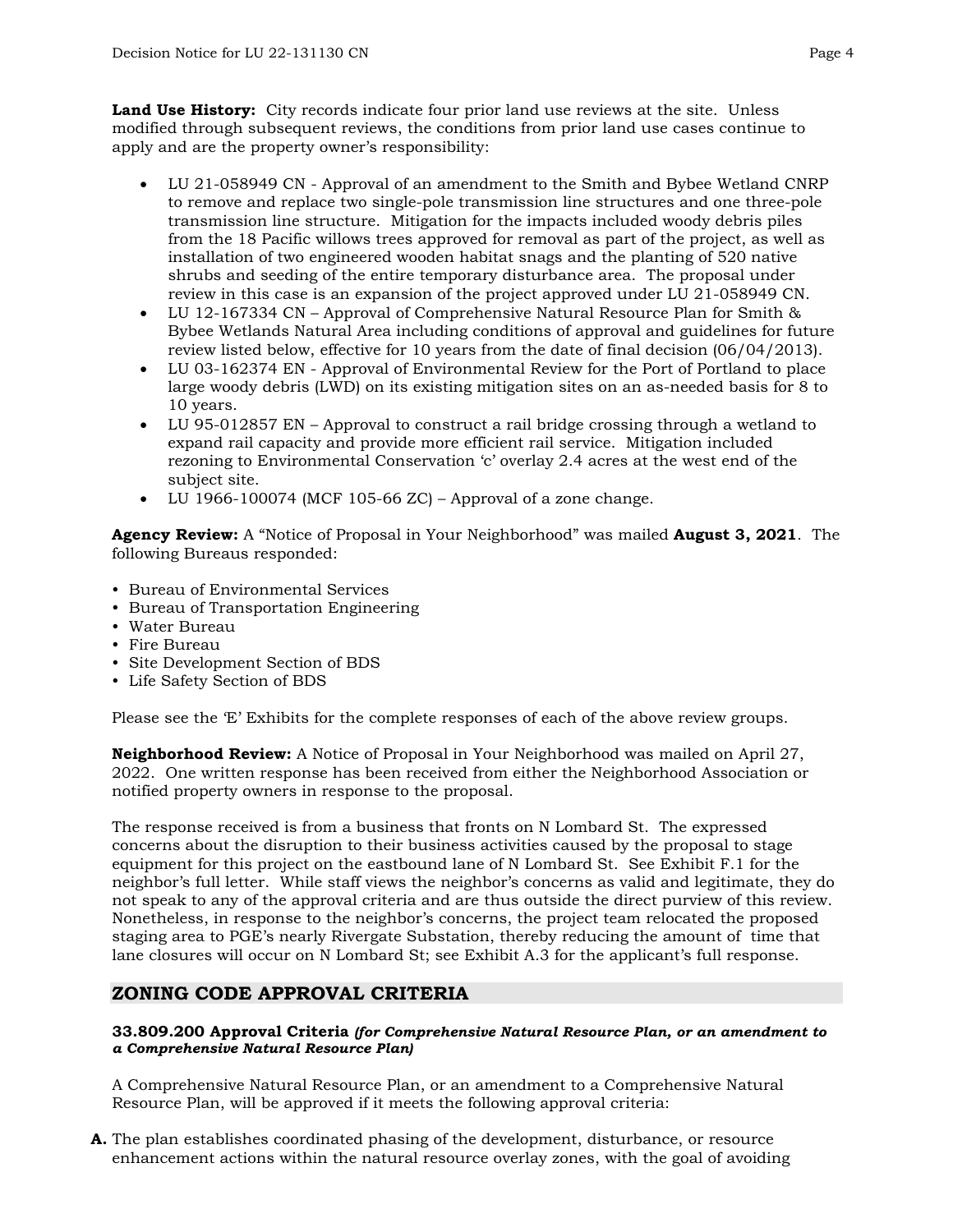**Land Use History:** City records indicate four prior land use reviews at the site. Unless modified through subsequent reviews, the conditions from prior land use cases continue to apply and are the property owner's responsibility:

- LU 21-058949 CN - Approval of an amendment to the Smith and Bybee Wetland CNRP to remove and replace two single-pole transmission line structures and one three-pole transmission line structure. Mitigation for the impacts included woody debris piles from the 18 Pacific willows trees approved for removal as part of the project, as well as installation of two engineered wooden habitat snags and the planting of 520 native shrubs and seeding of the entire temporary disturbance area. The proposal under review in this case is an expansion of the project approved under LU 21-058949 CN.
- LU 12-167334 CN – Approval of Comprehensive Natural Resource Plan for Smith & Bybee Wetlands Natural Area including conditions of approval and guidelines for future review listed below, effective for 10 years from the date of final decision (06/04/2013).
- LU 03-162374 EN - Approval of Environmental Review for the Port of Portland to place large woody debris (LWD) on its existing mitigation sites on an as-needed basis for 8 to 10 years.
- LU 95-012857 EN – Approval to construct a rail bridge crossing through a wetland to expand rail capacity and provide more efficient rail service. Mitigation included rezoning to Environmental Conservation 'c' overlay 2.4 acres at the west end of the subject site.
- LU 1966-100074 (MCF 105-66 ZC) – Approval of a zone change.

**Agency Review:** A "Notice of Proposal in Your Neighborhood" was mailed **August 3, 2021**. The following Bureaus responded:

- Bureau of Environmental Services
- Bureau of Transportation Engineering
- Water Bureau
- Fire Bureau
- Site Development Section of BDS
- Life Safety Section of BDS

Please see the 'E' Exhibits for the complete responses of each of the above review groups.

**Neighborhood Review:** A Notice of Proposal in Your Neighborhood was mailed on April 27, 2022. One written response has been received from either the Neighborhood Association or notified property owners in response to the proposal.

The response received is from a business that fronts on N Lombard St. The expressed concerns about the disruption to their business activities caused by the proposal to stage equipment for this project on the eastbound lane of N Lombard St. See Exhibit F.1 for the neighbor's full letter. While staff views the neighbor's concerns as valid and legitimate, they do not speak to any of the approval criteria and are thus outside the direct purview of this review. Nonetheless, in response to the neighbor's concerns, the project team relocated the proposed staging area to PGE's nearly Rivergate Substation, thereby reducing the amount of time that lane closures will occur on N Lombard St; see Exhibit A.3 for the applicant's full response.

## ZONING CODE APPROVAL CRITERIA

**33.809.200 Approval Criteria** ***(for Comprehensive Natural Resource Plan, or an amendment to a Comprehensive Natural Resource Plan)***

A Comprehensive Natural Resource Plan, or an amendment to a Comprehensive Natural Resource Plan, will be approved if it meets the following approval criteria:

**A.** The plan establishes coordinated phasing of the development, disturbance, or resource enhancement actions within the natural resource overlay zones, with the goal of avoiding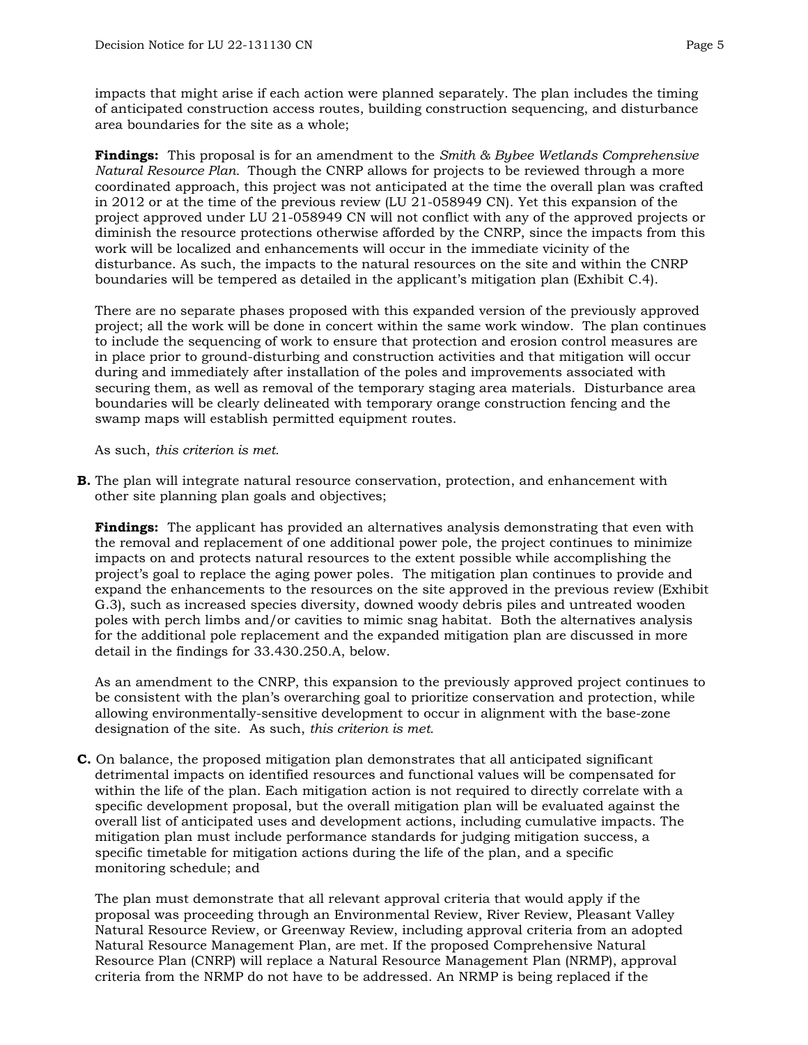impacts that might arise if each action were planned separately. The plan includes the timing of anticipated construction access routes, building construction sequencing, and disturbance area boundaries for the site as a whole;

**Findings:** This proposal is for an amendment to the *Smith & Bybee Wetlands Comprehensive Natural Resource Plan.* Though the CNRP allows for projects to be reviewed through a more coordinated approach, this project was not anticipated at the time the overall plan was crafted in 2012 or at the time of the previous review (LU 21-058949 CN). Yet this expansion of the project approved under LU 21-058949 CN will not conflict with any of the approved projects or diminish the resource protections otherwise afforded by the CNRP, since the impacts from this work will be localized and enhancements will occur in the immediate vicinity of the disturbance. As such, the impacts to the natural resources on the site and within the CNRP boundaries will be tempered as detailed in the applicant's mitigation plan (Exhibit C.4).

There are no separate phases proposed with this expanded version of the previously approved project; all the work will be done in concert within the same work window. The plan continues to include the sequencing of work to ensure that protection and erosion control measures are in place prior to ground-disturbing and construction activities and that mitigation will occur during and immediately after installation of the poles and improvements associated with securing them, as well as removal of the temporary staging area materials. Disturbance area boundaries will be clearly delineated with temporary orange construction fencing and the swamp maps will establish permitted equipment routes.

As such, *this criterion is met.*

**B.** The plan will integrate natural resource conservation, protection, and enhancement with other site planning plan goals and objectives;

**Findings:** The applicant has provided an alternatives analysis demonstrating that even with the removal and replacement of one additional power pole, the project continues to minimize impacts on and protects natural resources to the extent possible while accomplishing the project's goal to replace the aging power poles. The mitigation plan continues to provide and expand the enhancements to the resources on the site approved in the previous review (Exhibit G.3), such as increased species diversity, downed woody debris piles and untreated wooden poles with perch limbs and/or cavities to mimic snag habitat. Both the alternatives analysis for the additional pole replacement and the expanded mitigation plan are discussed in more detail in the findings for 33.430.250.A, below.

As an amendment to the CNRP, this expansion to the previously approved project continues to be consistent with the plan's overarching goal to prioritize conservation and protection, while allowing environmentally-sensitive development to occur in alignment with the base-zone designation of the site. As such, *this criterion is met.*

**C.** On balance, the proposed mitigation plan demonstrates that all anticipated significant detrimental impacts on identified resources and functional values will be compensated for within the life of the plan. Each mitigation action is not required to directly correlate with a specific development proposal, but the overall mitigation plan will be evaluated against the overall list of anticipated uses and development actions, including cumulative impacts. The mitigation plan must include performance standards for judging mitigation success, a specific timetable for mitigation actions during the life of the plan, and a specific monitoring schedule; and

The plan must demonstrate that all relevant approval criteria that would apply if the proposal was proceeding through an Environmental Review, River Review, Pleasant Valley Natural Resource Review, or Greenway Review, including approval criteria from an adopted Natural Resource Management Plan, are met. If the proposed Comprehensive Natural Resource Plan (CNRP) will replace a Natural Resource Management Plan (NRMP), approval criteria from the NRMP do not have to be addressed. An NRMP is being replaced if the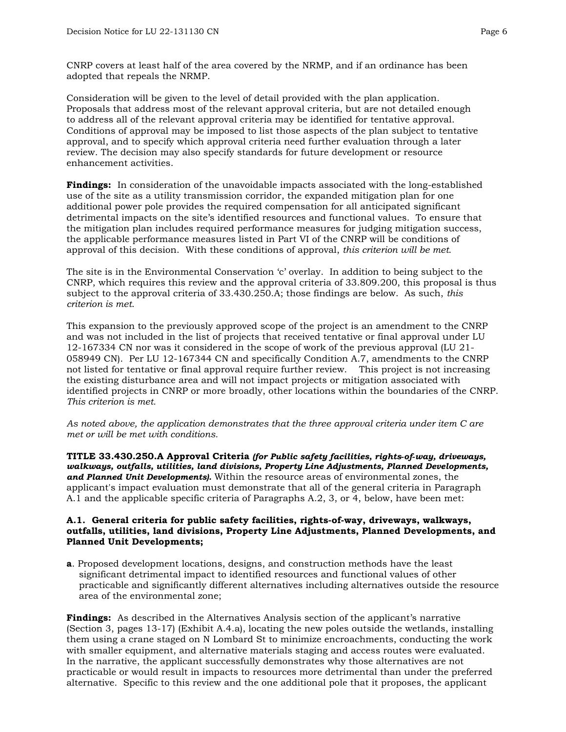CNRP covers at least half of the area covered by the NRMP, and if an ordinance has been adopted that repeals the NRMP.

Consideration will be given to the level of detail provided with the plan application. Proposals that address most of the relevant approval criteria, but are not detailed enough to address all of the relevant approval criteria may be identified for tentative approval. Conditions of approval may be imposed to list those aspects of the plan subject to tentative approval, and to specify which approval criteria need further evaluation through a later review. The decision may also specify standards for future development or resource enhancement activities.

**Findings:** In consideration of the unavoidable impacts associated with the long-established use of the site as a utility transmission corridor, the expanded mitigation plan for one additional power pole provides the required compensation for all anticipated significant detrimental impacts on the site's identified resources and functional values. To ensure that the mitigation plan includes required performance measures for judging mitigation success, the applicable performance measures listed in Part VI of the CNRP will be conditions of approval of this decision. With these conditions of approval, *this criterion will be met.*

The site is in the Environmental Conservation 'c' overlay. In addition to being subject to the CNRP, which requires this review and the approval criteria of 33.809.200, this proposal is thus subject to the approval criteria of 33.430.250.A; those findings are below. As such, *this criterion is met.*

This expansion to the previously approved scope of the project is an amendment to the CNRP and was not included in the list of projects that received tentative or final approval under LU 12-167334 CN nor was it considered in the scope of work of the previous approval (LU 21-058949 CN). Per LU 12-167344 CN and specifically Condition A.7, amendments to the CNRP not listed for tentative or final approval require further review. This project is not increasing the existing disturbance area and will not impact projects or mitigation associated with identified projects in CNRP or more broadly, other locations within the boundaries of the CNRP. *This criterion is met.*

*As noted above, the application demonstrates that the three approval criteria under item C are met or will be met with conditions.*

**TITLE 33.430.250.A Approval Criteria *(for Public safety facilities, rights-of-way, driveways, walkways, outfalls, utilities, land divisions, Property Line Adjustments, Planned Developments, and Planned Unit Developments).*** Within the resource areas of environmental zones, the applicant's impact evaluation must demonstrate that all of the general criteria in Paragraph A.1 and the applicable specific criteria of Paragraphs A.2, 3, or 4, below, have been met:

**A.1. General criteria for public safety facilities, rights-of-way, driveways, walkways, outfalls, utilities, land divisions, Property Line Adjustments, Planned Developments, and Planned Unit Developments;**

**a**. Proposed development locations, designs, and construction methods have the least significant detrimental impact to identified resources and functional values of other practicable and significantly different alternatives including alternatives outside the resource area of the environmental zone;

**Findings:** As described in the Alternatives Analysis section of the applicant's narrative (Section 3, pages 13-17) (Exhibit A.4.a), locating the new poles outside the wetlands, installing them using a crane staged on N Lombard St to minimize encroachments, conducting the work with smaller equipment, and alternative materials staging and access routes were evaluated. In the narrative, the applicant successfully demonstrates why those alternatives are not practicable or would result in impacts to resources more detrimental than under the preferred alternative. Specific to this review and the one additional pole that it proposes, the applicant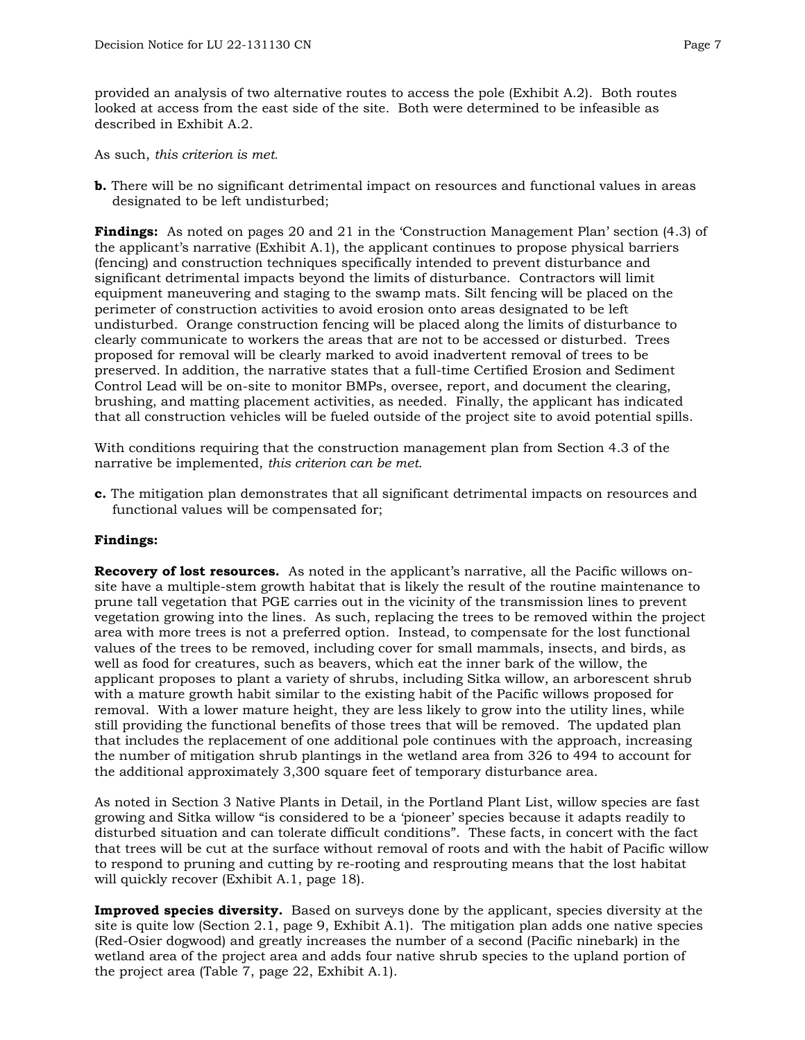provided an analysis of two alternative routes to access the pole (Exhibit A.2). Both routes looked at access from the east side of the site. Both were determined to be infeasible as described in Exhibit A.2.

As such, *this criterion is met.*

**b.** There will be no significant detrimental impact on resources and functional values in areas designated to be left undisturbed;

**Findings:** As noted on pages 20 and 21 in the 'Construction Management Plan' section (4.3) of the applicant's narrative (Exhibit A.1), the applicant continues to propose physical barriers (fencing) and construction techniques specifically intended to prevent disturbance and significant detrimental impacts beyond the limits of disturbance. Contractors will limit equipment maneuvering and staging to the swamp mats. Silt fencing will be placed on the perimeter of construction activities to avoid erosion onto areas designated to be left undisturbed. Orange construction fencing will be placed along the limits of disturbance to clearly communicate to workers the areas that are not to be accessed or disturbed. Trees proposed for removal will be clearly marked to avoid inadvertent removal of trees to be preserved. In addition, the narrative states that a full-time Certified Erosion and Sediment Control Lead will be on-site to monitor BMPs, oversee, report, and document the clearing, brushing, and matting placement activities, as needed. Finally, the applicant has indicated that all construction vehicles will be fueled outside of the project site to avoid potential spills.

With conditions requiring that the construction management plan from Section 4.3 of the narrative be implemented, *this criterion can be met*.

**c.** The mitigation plan demonstrates that all significant detrimental impacts on resources and functional values will be compensated for;

**Findings:**

**Recovery of lost resources.** As noted in the applicant's narrative, all the Pacific willows on-site have a multiple-stem growth habitat that is likely the result of the routine maintenance to prune tall vegetation that PGE carries out in the vicinity of the transmission lines to prevent vegetation growing into the lines. As such, replacing the trees to be removed within the project area with more trees is not a preferred option. Instead, to compensate for the lost functional values of the trees to be removed, including cover for small mammals, insects, and birds, as well as food for creatures, such as beavers, which eat the inner bark of the willow, the applicant proposes to plant a variety of shrubs, including Sitka willow, an arborescent shrub with a mature growth habit similar to the existing habit of the Pacific willows proposed for removal. With a lower mature height, they are less likely to grow into the utility lines, while still providing the functional benefits of those trees that will be removed. The updated plan that includes the replacement of one additional pole continues with the approach, increasing the number of mitigation shrub plantings in the wetland area from 326 to 494 to account for the additional approximately 3,300 square feet of temporary disturbance area.

As noted in Section 3 Native Plants in Detail, in the Portland Plant List, willow species are fast growing and Sitka willow "is considered to be a 'pioneer' species because it adapts readily to disturbed situation and can tolerate difficult conditions". These facts, in concert with the fact that trees will be cut at the surface without removal of roots and with the habit of Pacific willow to respond to pruning and cutting by re-rooting and resprouting means that the lost habitat will quickly recover (Exhibit A.1, page 18).

**Improved species diversity.** Based on surveys done by the applicant, species diversity at the site is quite low (Section 2.1, page 9, Exhibit A.1). The mitigation plan adds one native species (Red-Osier dogwood) and greatly increases the number of a second (Pacific ninebark) in the wetland area of the project area and adds four native shrub species to the upland portion of the project area (Table 7, page 22, Exhibit A.1).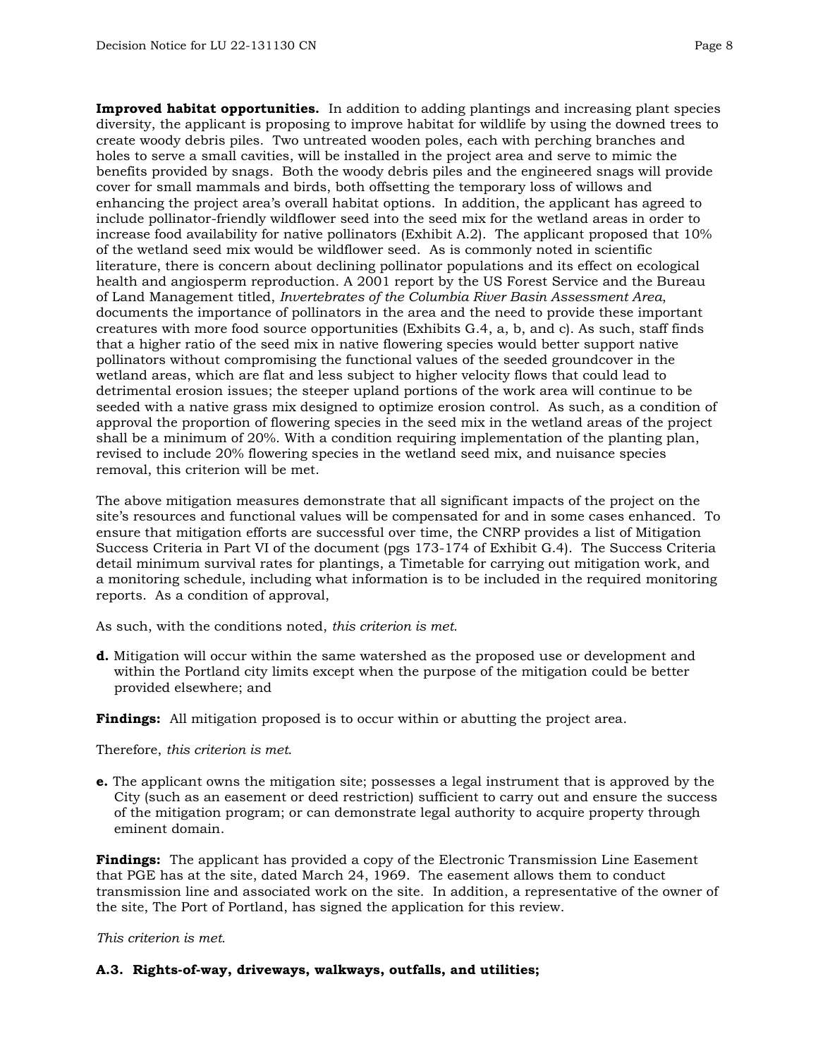**Improved habitat opportunities.** In addition to adding plantings and increasing plant species diversity, the applicant is proposing to improve habitat for wildlife by using the downed trees to create woody debris piles. Two untreated wooden poles, each with perching branches and holes to serve a small cavities, will be installed in the project area and serve to mimic the benefits provided by snags. Both the woody debris piles and the engineered snags will provide cover for small mammals and birds, both offsetting the temporary loss of willows and enhancing the project area's overall habitat options. In addition, the applicant has agreed to include pollinator-friendly wildflower seed into the seed mix for the wetland areas in order to increase food availability for native pollinators (Exhibit A.2). The applicant proposed that 10% of the wetland seed mix would be wildflower seed. As is commonly noted in scientific literature, there is concern about declining pollinator populations and its effect on ecological health and angiosperm reproduction. A 2001 report by the US Forest Service and the Bureau of Land Management titled, *Invertebrates of the Columbia River Basin Assessment Area*, documents the importance of pollinators in the area and the need to provide these important creatures with more food source opportunities (Exhibits G.4, a, b, and c). As such, staff finds that a higher ratio of the seed mix in native flowering species would better support native pollinators without compromising the functional values of the seeded groundcover in the wetland areas, which are flat and less subject to higher velocity flows that could lead to detrimental erosion issues; the steeper upland portions of the work area will continue to be seeded with a native grass mix designed to optimize erosion control. As such, as a condition of approval the proportion of flowering species in the seed mix in the wetland areas of the project shall be a minimum of 20%. With a condition requiring implementation of the planting plan, revised to include 20% flowering species in the wetland seed mix, and nuisance species removal, this criterion will be met.

The above mitigation measures demonstrate that all significant impacts of the project on the site's resources and functional values will be compensated for and in some cases enhanced. To ensure that mitigation efforts are successful over time, the CNRP provides a list of Mitigation Success Criteria in Part VI of the document (pgs 173-174 of Exhibit G.4). The Success Criteria detail minimum survival rates for plantings, a Timetable for carrying out mitigation work, and a monitoring schedule, including what information is to be included in the required monitoring reports. As a condition of approval,

As such, with the conditions noted, *this criterion is met.*

**d.** Mitigation will occur within the same watershed as the proposed use or development and within the Portland city limits except when the purpose of the mitigation could be better provided elsewhere; and

**Findings:** All mitigation proposed is to occur within or abutting the project area.

Therefore, *this criterion is met*.

**e.** The applicant owns the mitigation site; possesses a legal instrument that is approved by the City (such as an easement or deed restriction) sufficient to carry out and ensure the success of the mitigation program; or can demonstrate legal authority to acquire property through eminent domain.

**Findings:** The applicant has provided a copy of the Electronic Transmission Line Easement that PGE has at the site, dated March 24, 1969. The easement allows them to conduct transmission line and associated work on the site. In addition, a representative of the owner of the site, The Port of Portland, has signed the application for this review.

*This criterion is met.*

**A.3. Rights-of-way, driveways, walkways, outfalls, and utilities;**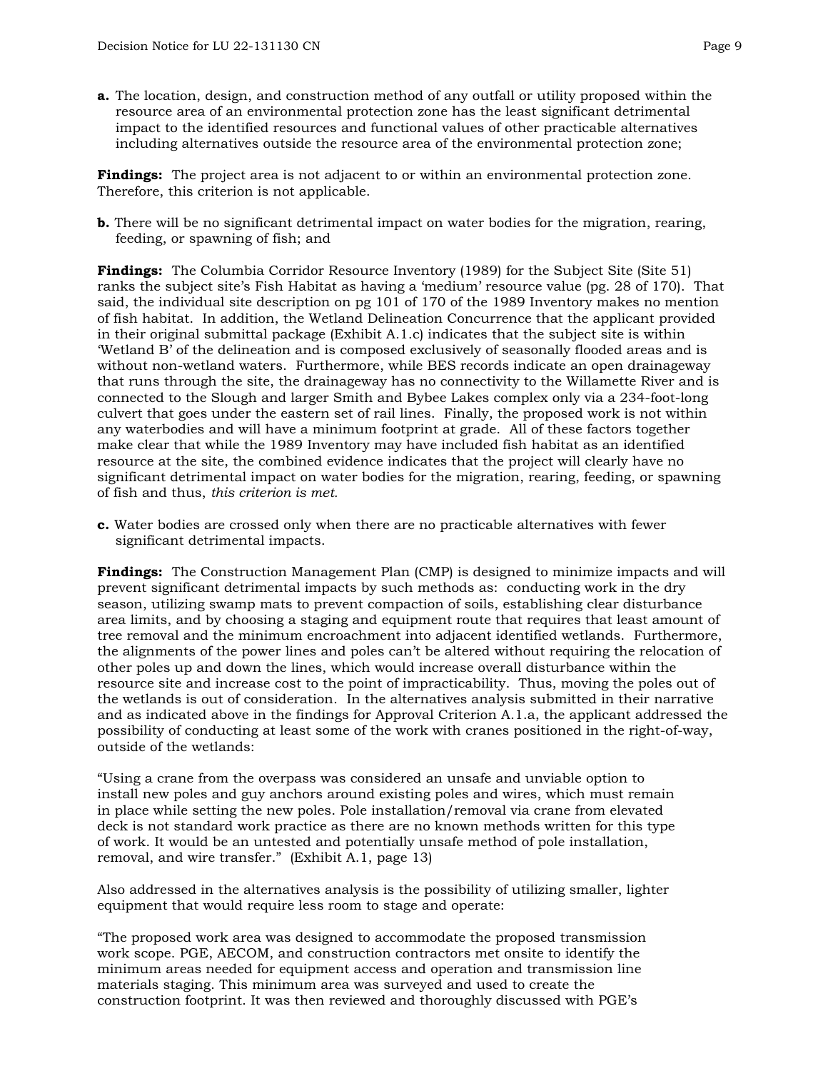**a.** The location, design, and construction method of any outfall or utility proposed within the resource area of an environmental protection zone has the least significant detrimental impact to the identified resources and functional values of other practicable alternatives including alternatives outside the resource area of the environmental protection zone;

**Findings:** The project area is not adjacent to or within an environmental protection zone. Therefore, this criterion is not applicable.

**b.** There will be no significant detrimental impact on water bodies for the migration, rearing, feeding, or spawning of fish; and

**Findings:** The Columbia Corridor Resource Inventory (1989) for the Subject Site (Site 51) ranks the subject site's Fish Habitat as having a 'medium' resource value (pg. 28 of 170). That said, the individual site description on pg 101 of 170 of the 1989 Inventory makes no mention of fish habitat. In addition, the Wetland Delineation Concurrence that the applicant provided in their original submittal package (Exhibit A.1.c) indicates that the subject site is within 'Wetland B' of the delineation and is composed exclusively of seasonally flooded areas and is without non-wetland waters. Furthermore, while BES records indicate an open drainageway that runs through the site, the drainageway has no connectivity to the Willamette River and is connected to the Slough and larger Smith and Bybee Lakes complex only via a 234-foot-long culvert that goes under the eastern set of rail lines. Finally, the proposed work is not within any waterbodies and will have a minimum footprint at grade. All of these factors together make clear that while the 1989 Inventory may have included fish habitat as an identified resource at the site, the combined evidence indicates that the project will clearly have no significant detrimental impact on water bodies for the migration, rearing, feeding, or spawning of fish and thus, *this criterion is met.*

**c.** Water bodies are crossed only when there are no practicable alternatives with fewer significant detrimental impacts.

**Findings:** The Construction Management Plan (CMP) is designed to minimize impacts and will prevent significant detrimental impacts by such methods as: conducting work in the dry season, utilizing swamp mats to prevent compaction of soils, establishing clear disturbance area limits, and by choosing a staging and equipment route that requires that least amount of tree removal and the minimum encroachment into adjacent identified wetlands. Furthermore, the alignments of the power lines and poles can't be altered without requiring the relocation of other poles up and down the lines, which would increase overall disturbance within the resource site and increase cost to the point of impracticability. Thus, moving the poles out of the wetlands is out of consideration. In the alternatives analysis submitted in their narrative and as indicated above in the findings for Approval Criterion A.1.a, the applicant addressed the possibility of conducting at least some of the work with cranes positioned in the right-of-way, outside of the wetlands:

"Using a crane from the overpass was considered an unsafe and unviable option to install new poles and guy anchors around existing poles and wires, which must remain in place while setting the new poles. Pole installation/removal via crane from elevated deck is not standard work practice as there are no known methods written for this type of work. It would be an untested and potentially unsafe method of pole installation, removal, and wire transfer." (Exhibit A.1, page 13)

Also addressed in the alternatives analysis is the possibility of utilizing smaller, lighter equipment that would require less room to stage and operate:

"The proposed work area was designed to accommodate the proposed transmission work scope. PGE, AECOM, and construction contractors met onsite to identify the minimum areas needed for equipment access and operation and transmission line materials staging. This minimum area was surveyed and used to create the construction footprint. It was then reviewed and thoroughly discussed with PGE's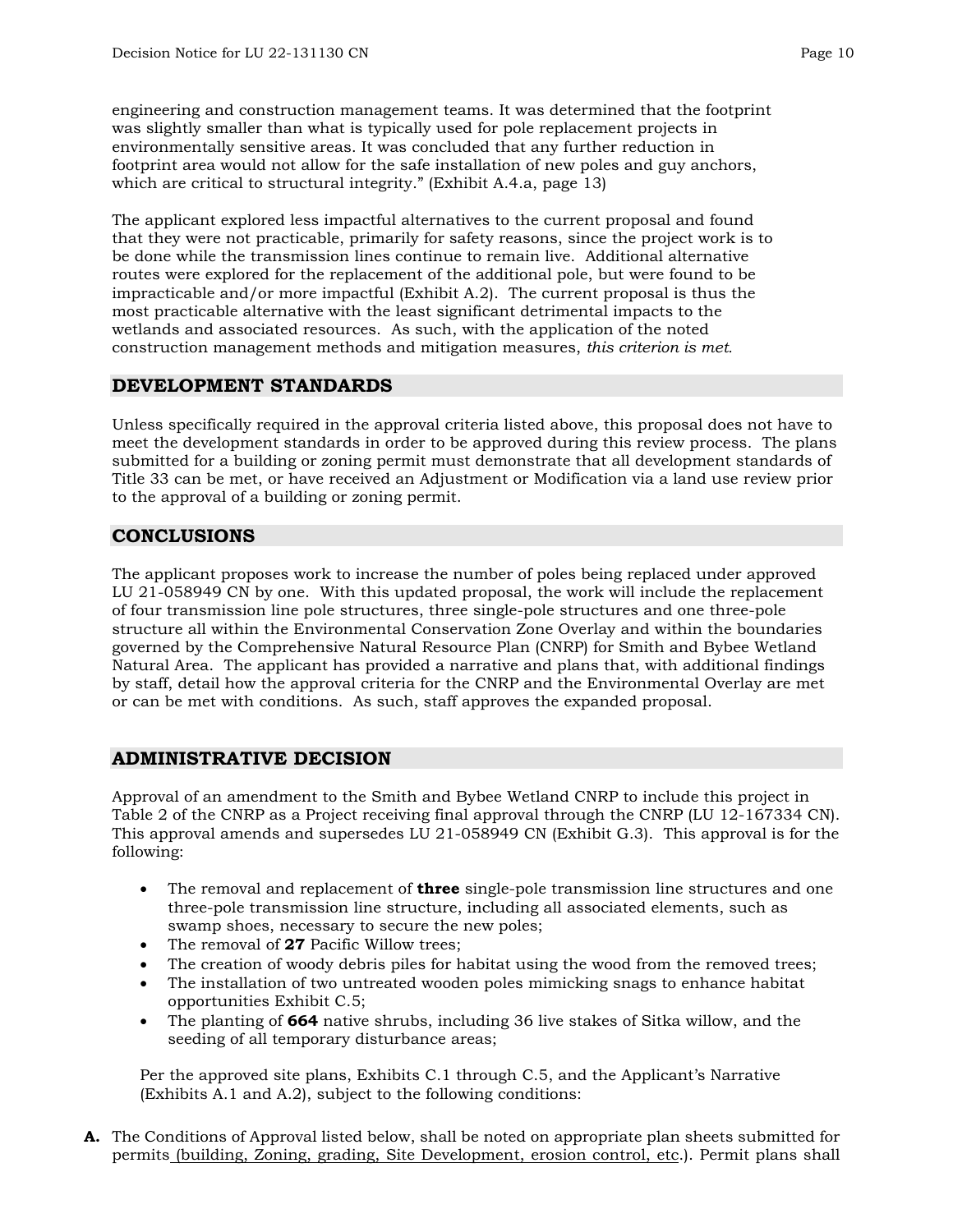engineering and construction management teams. It was determined that the footprint was slightly smaller than what is typically used for pole replacement projects in environmentally sensitive areas. It was concluded that any further reduction in footprint area would not allow for the safe installation of new poles and guy anchors, which are critical to structural integrity." (Exhibit A.4.a, page 13)

The applicant explored less impactful alternatives to the current proposal and found that they were not practicable, primarily for safety reasons, since the project work is to be done while the transmission lines continue to remain live. Additional alternative routes were explored for the replacement of the additional pole, but were found to be impracticable and/or more impactful (Exhibit A.2). The current proposal is thus the most practicable alternative with the least significant detrimental impacts to the wetlands and associated resources. As such, with the application of the noted construction management methods and mitigation measures, *this criterion is met.*

## DEVELOPMENT STANDARDS

Unless specifically required in the approval criteria listed above, this proposal does not have to meet the development standards in order to be approved during this review process. The plans submitted for a building or zoning permit must demonstrate that all development standards of Title 33 can be met, or have received an Adjustment or Modification via a land use review prior to the approval of a building or zoning permit.

## CONCLUSIONS

The applicant proposes work to increase the number of poles being replaced under approved LU 21-058949 CN by one. With this updated proposal, the work will include the replacement of four transmission line pole structures, three single-pole structures and one three-pole structure all within the Environmental Conservation Zone Overlay and within the boundaries governed by the Comprehensive Natural Resource Plan (CNRP) for Smith and Bybee Wetland Natural Area. The applicant has provided a narrative and plans that, with additional findings by staff, detail how the approval criteria for the CNRP and the Environmental Overlay are met or can be met with conditions. As such, staff approves the expanded proposal.

## ADMINISTRATIVE DECISION

Approval of an amendment to the Smith and Bybee Wetland CNRP to include this project in Table 2 of the CNRP as a Project receiving final approval through the CNRP (LU 12-167334 CN). This approval amends and supersedes LU 21-058949 CN (Exhibit G.3). This approval is for the following:

- The removal and replacement of **three** single-pole transmission line structures and one three-pole transmission line structure, including all associated elements, such as swamp shoes, necessary to secure the new poles;
- The removal of **27** Pacific Willow trees;
- The creation of woody debris piles for habitat using the wood from the removed trees;
- The installation of two untreated wooden poles mimicking snags to enhance habitat opportunities Exhibit C.5;
- The planting of **664** native shrubs, including 36 live stakes of Sitka willow, and the seeding of all temporary disturbance areas;

Per the approved site plans, Exhibits C.1 through C.5, and the Applicant's Narrative (Exhibits A.1 and A.2), subject to the following conditions:

**A.** The Conditions of Approval listed below, shall be noted on appropriate plan sheets submitted for permits (building, Zoning, grading, Site Development, erosion control, etc.). Permit plans shall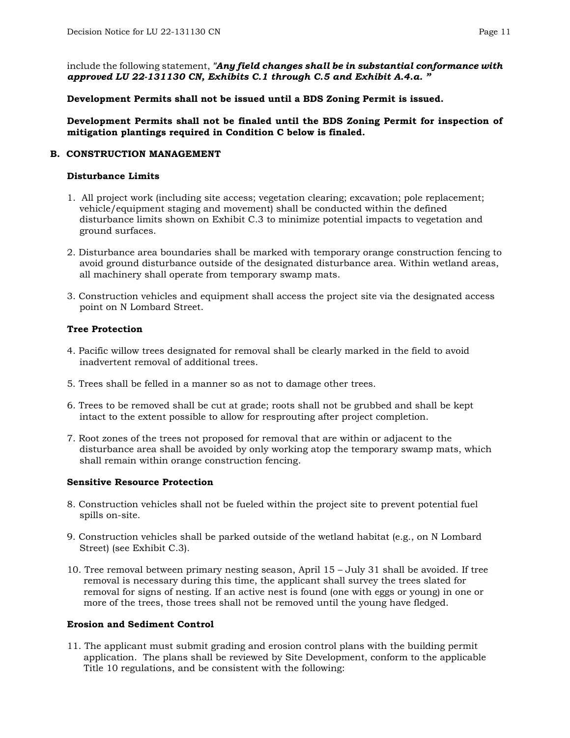include the following statement, *"**Any field changes shall be in substantial conformance with approved LU 22-131130 CN, Exhibits C.1 through C.5 and Exhibit A.4.a.** "*

**Development Permits shall not be issued until a BDS Zoning Permit is issued.**

**Development Permits shall not be finaled until the BDS Zoning Permit for inspection of mitigation plantings required in Condition C below is finaled.**

**B. CONSTRUCTION MANAGEMENT**

**Disturbance Limits**

1. All project work (including site access; vegetation clearing; excavation; pole replacement; vehicle/equipment staging and movement) shall be conducted within the defined disturbance limits shown on Exhibit C.3 to minimize potential impacts to vegetation and ground surfaces.

2. Disturbance area boundaries shall be marked with temporary orange construction fencing to avoid ground disturbance outside of the designated disturbance area. Within wetland areas, all machinery shall operate from temporary swamp mats.

3. Construction vehicles and equipment shall access the project site via the designated access point on N Lombard Street.

**Tree Protection**

4. Pacific willow trees designated for removal shall be clearly marked in the field to avoid inadvertent removal of additional trees.

5. Trees shall be felled in a manner so as not to damage other trees.

6. Trees to be removed shall be cut at grade; roots shall not be grubbed and shall be kept intact to the extent possible to allow for resprouting after project completion.

7. Root zones of the trees not proposed for removal that are within or adjacent to the disturbance area shall be avoided by only working atop the temporary swamp mats, which shall remain within orange construction fencing.

**Sensitive Resource Protection**

8. Construction vehicles shall not be fueled within the project site to prevent potential fuel spills on-site.

9. Construction vehicles shall be parked outside of the wetland habitat (e.g., on N Lombard Street) (see Exhibit C.3).

10. Tree removal between primary nesting season, April 15 – July 31 shall be avoided. If tree removal is necessary during this time, the applicant shall survey the trees slated for removal for signs of nesting. If an active nest is found (one with eggs or young) in one or more of the trees, those trees shall not be removed until the young have fledged.

**Erosion and Sediment Control**

11. The applicant must submit grading and erosion control plans with the building permit application. The plans shall be reviewed by Site Development, conform to the applicable Title 10 regulations, and be consistent with the following: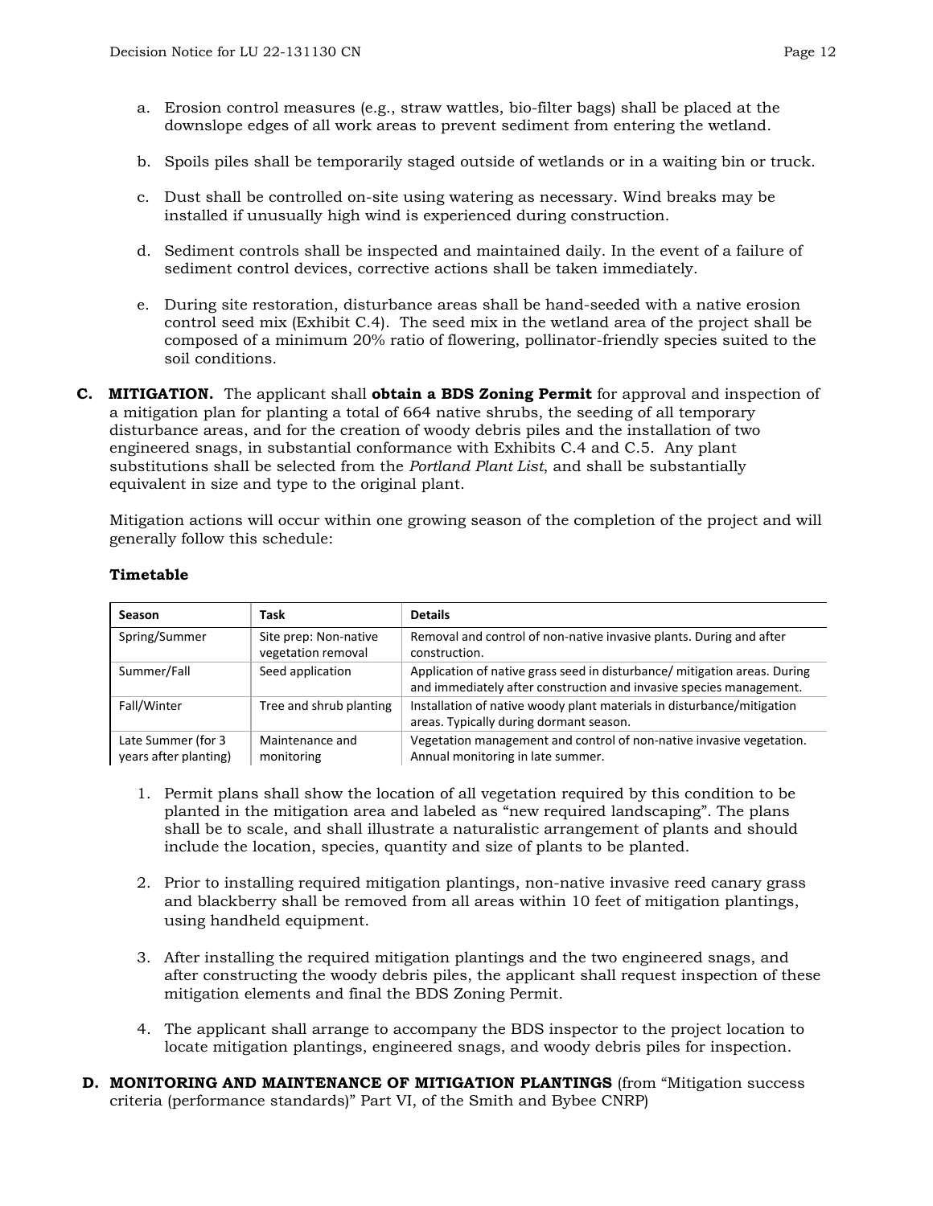a. Erosion control measures (e.g., straw wattles, bio-filter bags) shall be placed at the downslope edges of all work areas to prevent sediment from entering the wetland.

b. Spoils piles shall be temporarily staged outside of wetlands or in a waiting bin or truck.

c. Dust shall be controlled on-site using watering as necessary. Wind breaks may be installed if unusually high wind is experienced during construction.

d. Sediment controls shall be inspected and maintained daily. In the event of a failure of sediment control devices, corrective actions shall be taken immediately.

e. During site restoration, disturbance areas shall be hand-seeded with a native erosion control seed mix (Exhibit C.4). The seed mix in the wetland area of the project shall be composed of a minimum 20% ratio of flowering, pollinator-friendly species suited to the soil conditions.

**C. MITIGATION.** The applicant shall **obtain a BDS Zoning Permit** for approval and inspection of a mitigation plan for planting a total of 664 native shrubs, the seeding of all temporary disturbance areas, and for the creation of woody debris piles and the installation of two engineered snags, in substantial conformance with Exhibits C.4 and C.5. Any plant substitutions shall be selected from the *Portland Plant List*, and shall be substantially equivalent in size and type to the original plant.

Mitigation actions will occur within one growing season of the completion of the project and will generally follow this schedule:

**Timetable**

| Season | Task | Details |
|---|---|---|
| Spring/Summer | Site prep: Non-native vegetation removal | Removal and control of non-native invasive plants. During and after construction. |
| Summer/Fall | Seed application | Application of native grass seed in disturbance/ mitigation areas. During and immediately after construction and invasive species management. |
| Fall/Winter | Tree and shrub planting | Installation of native woody plant materials in disturbance/mitigation areas. Typically during dormant season. |
| Late Summer (for 3 years after planting) | Maintenance and monitoring | Vegetation management and control of non-native invasive vegetation. Annual monitoring in late summer. |

1. Permit plans shall show the location of all vegetation required by this condition to be planted in the mitigation area and labeled as "new required landscaping". The plans shall be to scale, and shall illustrate a naturalistic arrangement of plants and should include the location, species, quantity and size of plants to be planted.

2. Prior to installing required mitigation plantings, non-native invasive reed canary grass and blackberry shall be removed from all areas within 10 feet of mitigation plantings, using handheld equipment.

3. After installing the required mitigation plantings and the two engineered snags, and after constructing the woody debris piles, the applicant shall request inspection of these mitigation elements and final the BDS Zoning Permit.

4. The applicant shall arrange to accompany the BDS inspector to the project location to locate mitigation plantings, engineered snags, and woody debris piles for inspection.

**D. MONITORING AND MAINTENANCE OF MITIGATION PLANTINGS** (from "Mitigation success criteria (performance standards)" Part VI, of the Smith and Bybee CNRP)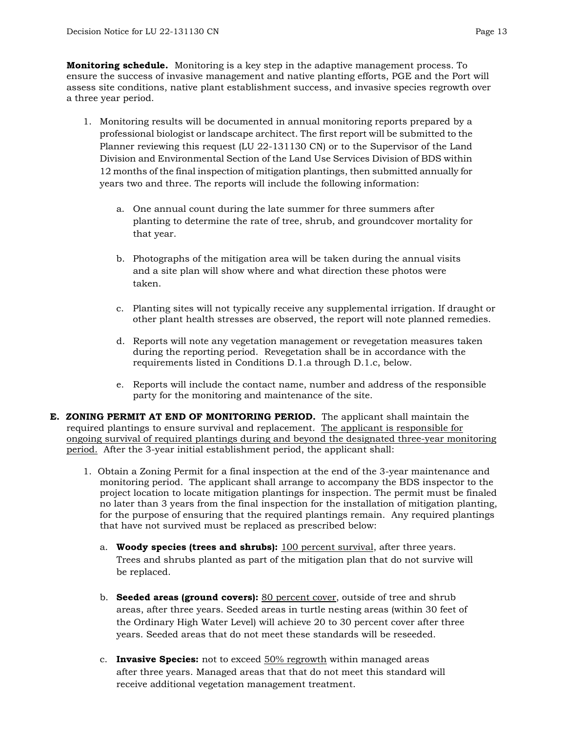**Monitoring schedule.** Monitoring is a key step in the adaptive management process. To ensure the success of invasive management and native planting efforts, PGE and the Port will assess site conditions, native plant establishment success, and invasive species regrowth over a three year period.

1. Monitoring results will be documented in annual monitoring reports prepared by a professional biologist or landscape architect. The first report will be submitted to the Planner reviewing this request (LU 22-131130 CN) or to the Supervisor of the Land Division and Environmental Section of the Land Use Services Division of BDS within 12 months of the final inspection of mitigation plantings, then submitted annually for years two and three. The reports will include the following information:

   a. One annual count during the late summer for three summers after planting to determine the rate of tree, shrub, and groundcover mortality for that year.

   b. Photographs of the mitigation area will be taken during the annual visits and a site plan will show where and what direction these photos were taken.

   c. Planting sites will not typically receive any supplemental irrigation. If draught or other plant health stresses are observed, the report will note planned remedies.

   d. Reports will note any vegetation management or revegetation measures taken during the reporting period. Revegetation shall be in accordance with the requirements listed in Conditions D.1.a through D.1.c, below.

   e. Reports will include the contact name, number and address of the responsible party for the monitoring and maintenance of the site.

**E. ZONING PERMIT AT END OF MONITORING PERIOD.** The applicant shall maintain the required plantings to ensure survival and replacement. <u>The applicant is responsible for ongoing survival of required plantings during and beyond the designated three-year monitoring period.</u> After the 3-year initial establishment period, the applicant shall:

1. Obtain a Zoning Permit for a final inspection at the end of the 3-year maintenance and monitoring period. The applicant shall arrange to accompany the BDS inspector to the project location to locate mitigation plantings for inspection. The permit must be finaled no later than 3 years from the final inspection for the installation of mitigation planting, for the purpose of ensuring that the required plantings remain. Any required plantings that have not survived must be replaced as prescribed below:

   a. **Woody species (trees and shrubs):** <u>100 percent survival</u>, after three years. Trees and shrubs planted as part of the mitigation plan that do not survive will be replaced.

   b. **Seeded areas (ground covers):** <u>80 percent cover</u>, outside of tree and shrub areas, after three years. Seeded areas in turtle nesting areas (within 30 feet of the Ordinary High Water Level) will achieve 20 to 30 percent cover after three years. Seeded areas that do not meet these standards will be reseeded.

   c. **Invasive Species:** not to exceed <u>50% regrowth</u> within managed areas after three years. Managed areas that that do not meet this standard will receive additional vegetation management treatment.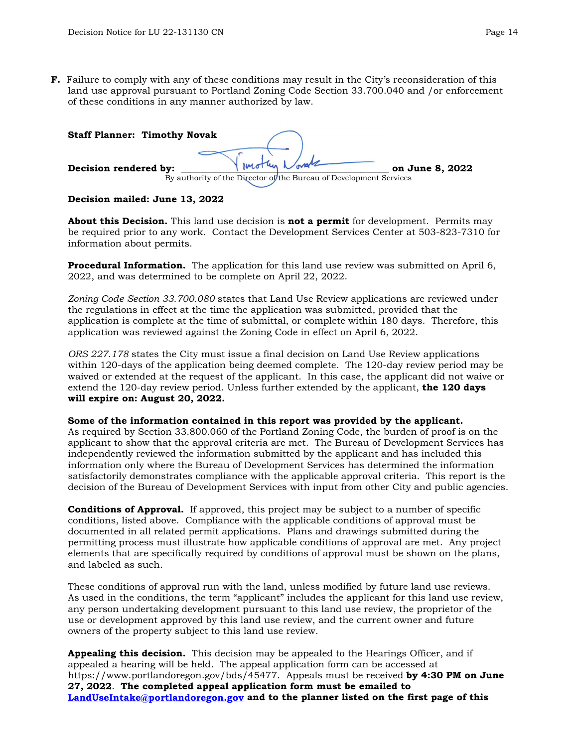**F.** Failure to comply with any of these conditions may result in the City's reconsideration of this land use approval pursuant to Portland Zoning Code Section 33.700.040 and /or enforcement of these conditions in any manner authorized by law.

**Staff Planner: Timothy Novak**

**Decision rendered by:** ____________________________________ **on June 8, 2022**
By authority of the Director of the Bureau of Development Services

**Decision mailed: June 13, 2022**

**About this Decision.** This land use decision is **not a permit** for development. Permits may be required prior to any work. Contact the Development Services Center at 503-823-7310 for information about permits.

**Procedural Information.** The application for this land use review was submitted on April 6, 2022, and was determined to be complete on April 22, 2022.

*Zoning Code Section 33.700.080* states that Land Use Review applications are reviewed under the regulations in effect at the time the application was submitted, provided that the application is complete at the time of submittal, or complete within 180 days. Therefore, this application was reviewed against the Zoning Code in effect on April 6, 2022.

*ORS 227.178* states the City must issue a final decision on Land Use Review applications within 120-days of the application being deemed complete. The 120-day review period may be waived or extended at the request of the applicant. In this case, the applicant did not waive or extend the 120-day review period. Unless further extended by the applicant, **the 120 days will expire on: August 20, 2022.**

**Some of the information contained in this report was provided by the applicant.**
As required by Section 33.800.060 of the Portland Zoning Code, the burden of proof is on the applicant to show that the approval criteria are met. The Bureau of Development Services has independently reviewed the information submitted by the applicant and has included this information only where the Bureau of Development Services has determined the information satisfactorily demonstrates compliance with the applicable approval criteria. This report is the decision of the Bureau of Development Services with input from other City and public agencies.

**Conditions of Approval.** If approved, this project may be subject to a number of specific conditions, listed above. Compliance with the applicable conditions of approval must be documented in all related permit applications. Plans and drawings submitted during the permitting process must illustrate how applicable conditions of approval are met. Any project elements that are specifically required by conditions of approval must be shown on the plans, and labeled as such.

These conditions of approval run with the land, unless modified by future land use reviews. As used in the conditions, the term "applicant" includes the applicant for this land use review, any person undertaking development pursuant to this land use review, the proprietor of the use or development approved by this land use review, and the current owner and future owners of the property subject to this land use review.

**Appealing this decision.** This decision may be appealed to the Hearings Officer, and if appealed a hearing will be held. The appeal application form can be accessed at https://www.portlandoregon.gov/bds/45477. Appeals must be received **by 4:30 PM on June 27, 2022**. **The completed appeal application form must be emailed to LandUseIntake@portlandoregon.gov and to the planner listed on the first page of this**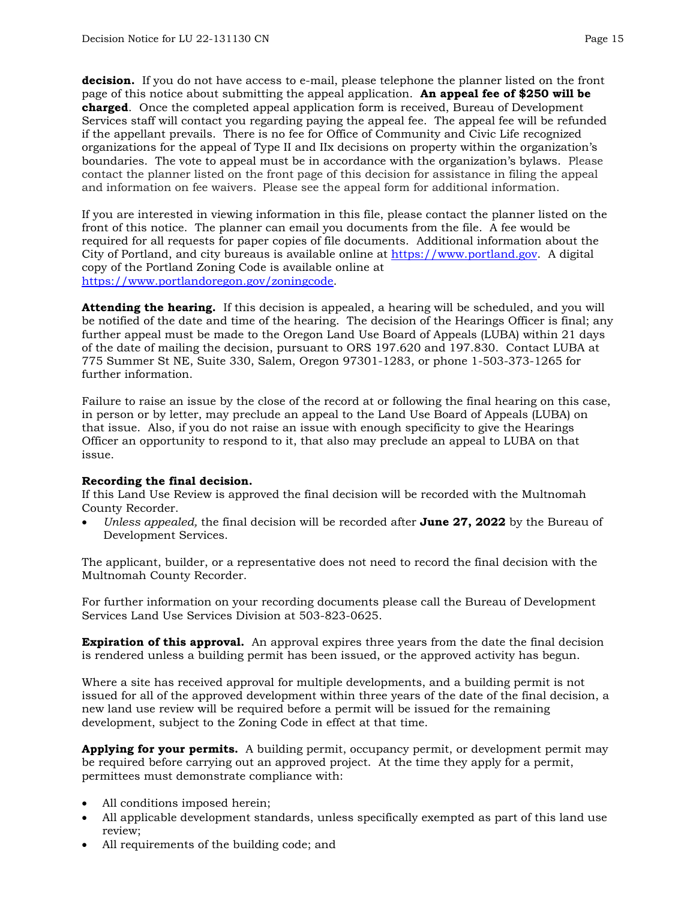**decision.** If you do not have access to e-mail, please telephone the planner listed on the front page of this notice about submitting the appeal application. **An appeal fee of $250 will be charged**. Once the completed appeal application form is received, Bureau of Development Services staff will contact you regarding paying the appeal fee. The appeal fee will be refunded if the appellant prevails. There is no fee for Office of Community and Civic Life recognized organizations for the appeal of Type II and IIx decisions on property within the organization's boundaries. The vote to appeal must be in accordance with the organization's bylaws. Please contact the planner listed on the front page of this decision for assistance in filing the appeal and information on fee waivers. Please see the appeal form for additional information.

If you are interested in viewing information in this file, please contact the planner listed on the front of this notice. The planner can email you documents from the file. A fee would be required for all requests for paper copies of file documents. Additional information about the City of Portland, and city bureaus is available online at https://www.portland.gov. A digital copy of the Portland Zoning Code is available online at https://www.portlandoregon.gov/zoningcode.

**Attending the hearing.** If this decision is appealed, a hearing will be scheduled, and you will be notified of the date and time of the hearing. The decision of the Hearings Officer is final; any further appeal must be made to the Oregon Land Use Board of Appeals (LUBA) within 21 days of the date of mailing the decision, pursuant to ORS 197.620 and 197.830. Contact LUBA at 775 Summer St NE, Suite 330, Salem, Oregon 97301-1283, or phone 1-503-373-1265 for further information.

Failure to raise an issue by the close of the record at or following the final hearing on this case, in person or by letter, may preclude an appeal to the Land Use Board of Appeals (LUBA) on that issue. Also, if you do not raise an issue with enough specificity to give the Hearings Officer an opportunity to respond to it, that also may preclude an appeal to LUBA on that issue.

**Recording the final decision.**
If this Land Use Review is approved the final decision will be recorded with the Multnomah County Recorder.

- *Unless appealed,* the final decision will be recorded after **June 27, 2022** by the Bureau of Development Services.

The applicant, builder, or a representative does not need to record the final decision with the Multnomah County Recorder.

For further information on your recording documents please call the Bureau of Development Services Land Use Services Division at 503-823-0625.

**Expiration of this approval.** An approval expires three years from the date the final decision is rendered unless a building permit has been issued, or the approved activity has begun.

Where a site has received approval for multiple developments, and a building permit is not issued for all of the approved development within three years of the date of the final decision, a new land use review will be required before a permit will be issued for the remaining development, subject to the Zoning Code in effect at that time.

**Applying for your permits.** A building permit, occupancy permit, or development permit may be required before carrying out an approved project. At the time they apply for a permit, permittees must demonstrate compliance with:

- All conditions imposed herein;
- All applicable development standards, unless specifically exempted as part of this land use review;
- All requirements of the building code; and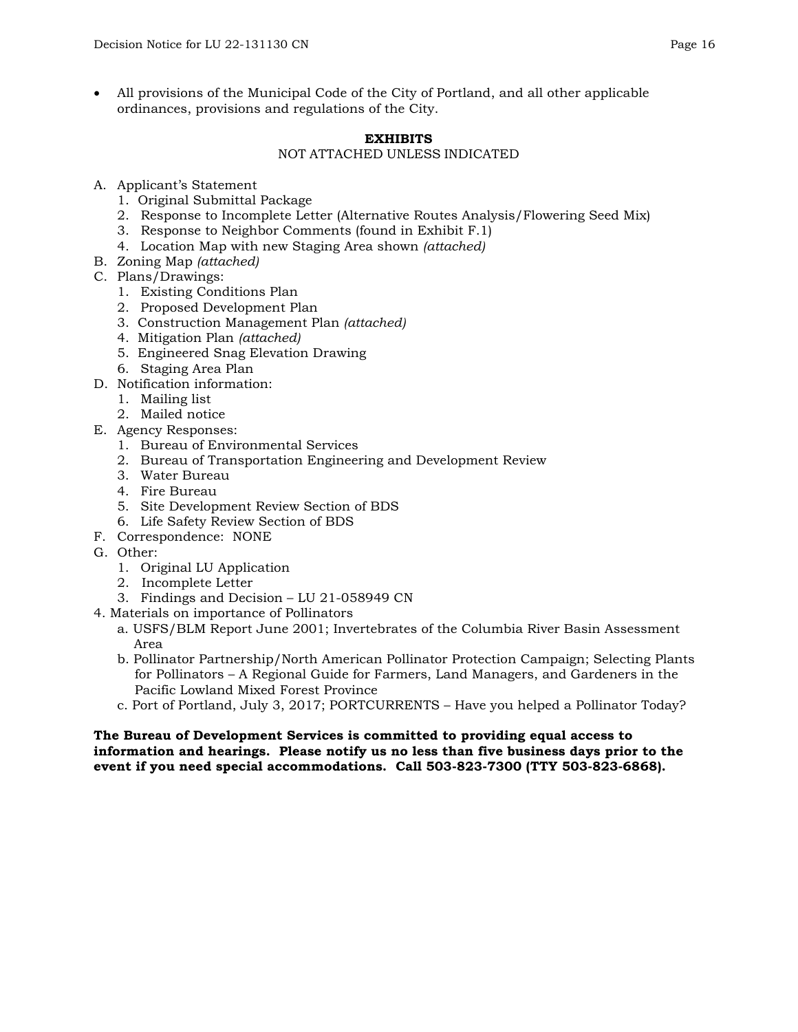- All provisions of the Municipal Code of the City of Portland, and all other applicable ordinances, provisions and regulations of the City.

**EXHIBITS**

NOT ATTACHED UNLESS INDICATED

A. Applicant's Statement
   1. Original Submittal Package
   2. Response to Incomplete Letter (Alternative Routes Analysis/Flowering Seed Mix)
   3. Response to Neighbor Comments (found in Exhibit F.1)
   4. Location Map with new Staging Area shown *(attached)*
B. Zoning Map *(attached)*
C. Plans/Drawings:
   1. Existing Conditions Plan
   2. Proposed Development Plan
   3. Construction Management Plan *(attached)*
   4. Mitigation Plan *(attached)*
   5. Engineered Snag Elevation Drawing
   6. Staging Area Plan
D. Notification information:
   1. Mailing list
   2. Mailed notice
E. Agency Responses:
   1. Bureau of Environmental Services
   2. Bureau of Transportation Engineering and Development Review
   3. Water Bureau
   4. Fire Bureau
   5. Site Development Review Section of BDS
   6. Life Safety Review Section of BDS
F. Correspondence: NONE
G. Other:
   1. Original LU Application
   2. Incomplete Letter
   3. Findings and Decision – LU 21-058949 CN

4. Materials on importance of Pollinators
   a. USFS/BLM Report June 2001; Invertebrates of the Columbia River Basin Assessment Area
   b. Pollinator Partnership/North American Pollinator Protection Campaign; Selecting Plants for Pollinators – A Regional Guide for Farmers, Land Managers, and Gardeners in the Pacific Lowland Mixed Forest Province
   c. Port of Portland, July 3, 2017; PORTCURRENTS – Have you helped a Pollinator Today?

**The Bureau of Development Services is committed to providing equal access to information and hearings. Please notify us no less than five business days prior to the event if you need special accommodations. Call 503-823-7300 (TTY 503-823-6868).**